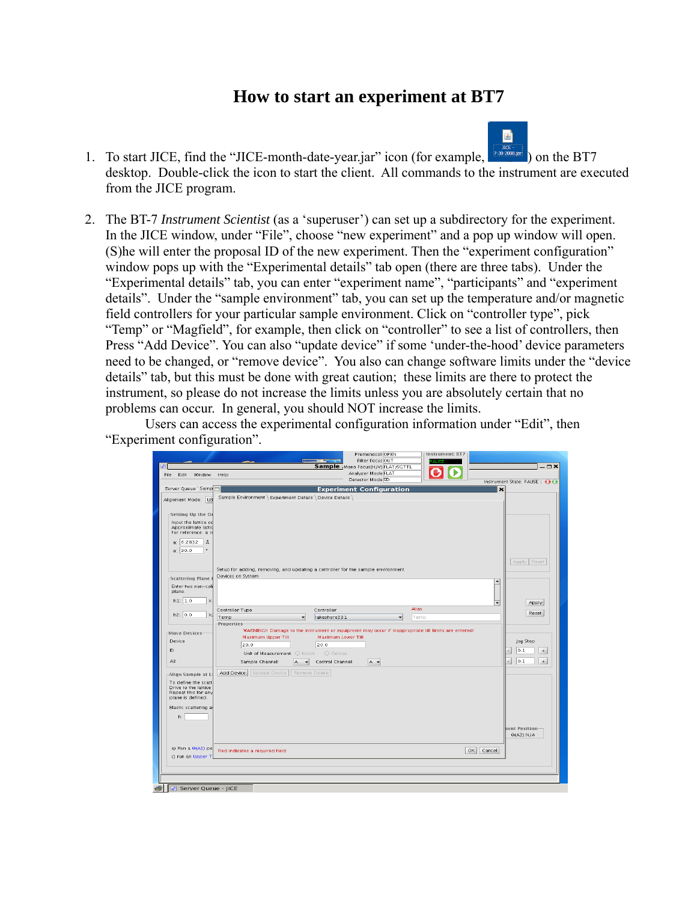# How to start an experiment at BT7

1. To start JICE, find the "JICE-month-date-year.jar" icon (for example, ) on the BT7 desktop. Double-click the icon to start the client. All commands to the instrument are executed from the JICE program.

2. The BT-7 *Instrument Scientist* (as a 'superuser') can set up a subdirectory for the experiment. In the JICE window, under "File", choose "new experiment" and a pop up window will open. (S)he will enter the proposal ID of the new experiment. Then the "experiment configuration" window pops up with the "Experimental details" tab open (there are three tabs). Under the "Experimental details" tab, you can enter "experiment name", "participants" and "experiment details". Under the "sample environment" tab, you can set up the temperature and/or magnetic field controllers for your particular sample environment. Click on "controller type", pick "Temp" or "Magfield", for example, then click on "controller" to see a list of controllers, then Press "Add Device". You can also "update device" if some 'under-the-hood' device parameters need to be changed, or "remove device". You also can change software limits under the "device details" tab, but this must be done with great caution; these limits are there to protect the instrument, so please do not increase the limits unless you are absolutely certain that no problems can occur. In general, you should NOT increase the limits.

   Users can access the experimental configuration information under "Edit", then "Experiment configuration".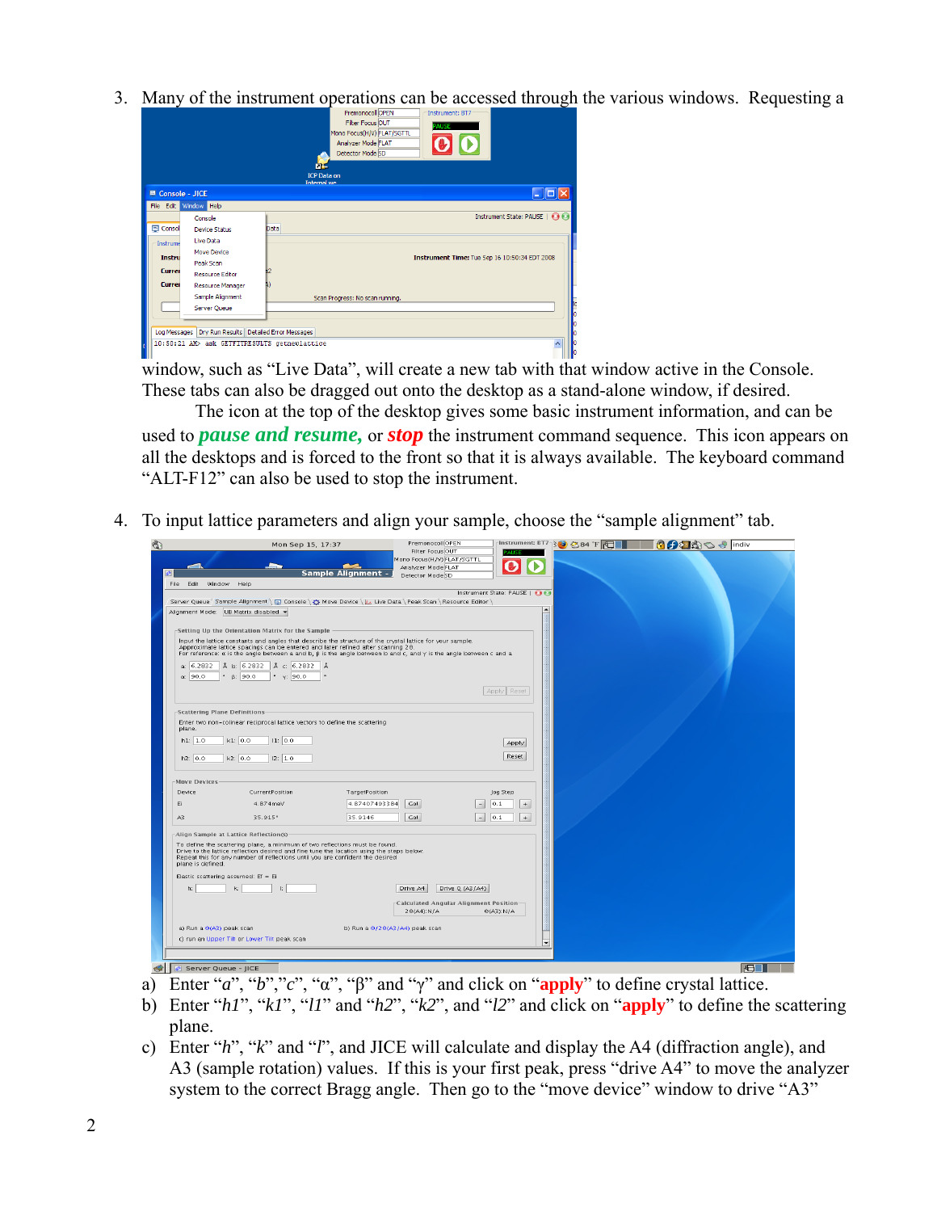3. Many of the instrument operations can be accessed through the various windows. Requesting a window, such as "Live Data", will create a new tab with that window active in the Console. These tabs can also be dragged out onto the desktop as a stand-alone window, if desired.

   The icon at the top of the desktop gives some basic instrument information, and can be used to ***pause and resume,*** or ***stop*** the instrument command sequence. This icon appears on all the desktops and is forced to the front so that it is always available. The keyboard command "ALT-F12" can also be used to stop the instrument.

4. To input lattice parameters and align your sample, choose the "sample alignment" tab.

   a) Enter "*a*", "*b*","*c*", "α", "β" and "γ" and click on "**apply**" to define crystal lattice.
   b) Enter "*h1*", "*k1*", "*l1*" and "*h2*", "*k2*", and "*l2*" and click on "**apply**" to define the scattering plane.
   c) Enter "*h*", "*k*" and "*l*", and JICE will calculate and display the A4 (diffraction angle), and A3 (sample rotation) values. If this is your first peak, press "drive A4" to move the analyzer system to the correct Bragg angle. Then go to the "move device" window to drive "A3"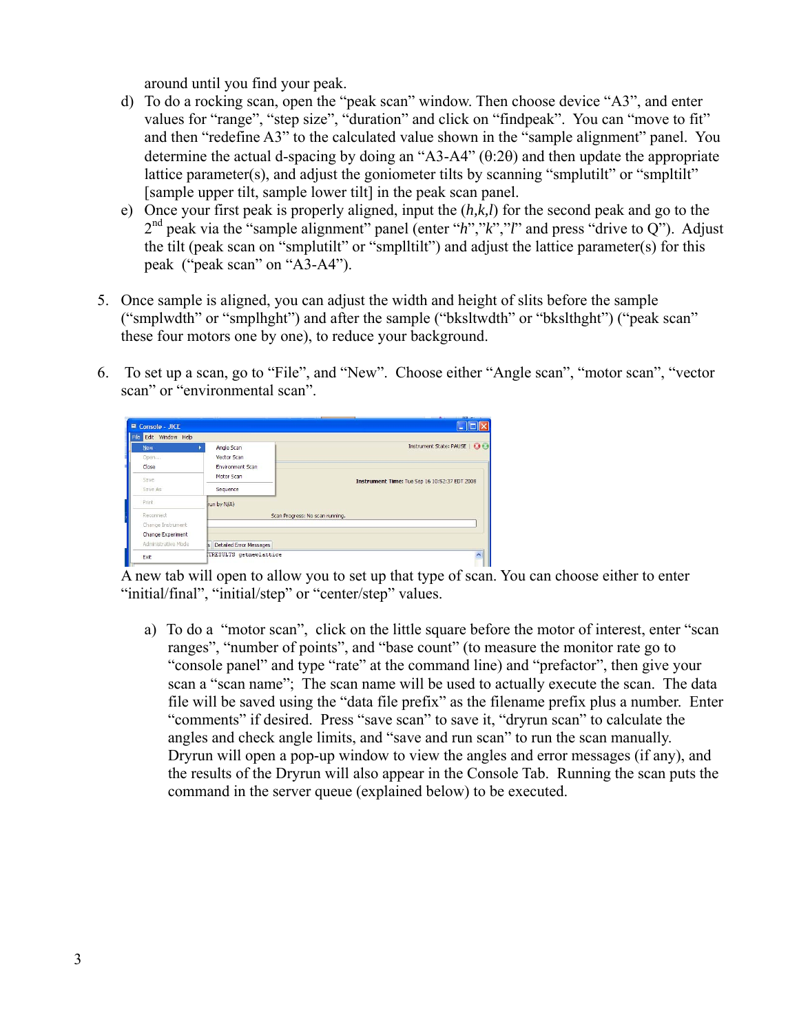around until you find your peak.

d) To do a rocking scan, open the "peak scan" window. Then choose device "A3", and enter values for "range", "step size", "duration" and click on "findpeak". You can "move to fit" and then "redefine A3" to the calculated value shown in the "sample alignment" panel. You determine the actual d-spacing by doing an "A3-A4" ($\theta$:2$\theta$) and then update the appropriate lattice parameter(s), and adjust the goniometer tilts by scanning "smplutilt" or "smpltilt" [sample upper tilt, sample lower tilt] in the peak scan panel.

e) Once your first peak is properly aligned, input the (*h*,*k*,*l*) for the second peak and go to the 2$^{nd}$ peak via the "sample alignment" panel (enter "*h*","*k*","*l*" and press "drive to Q"). Adjust the tilt (peak scan on "smplutilt" or "smplltilt") and adjust the lattice parameter(s) for this peak ("peak scan" on "A3-A4").

5. Once sample is aligned, you can adjust the width and height of slits before the sample ("smplwdth" or "smplhght") and after the sample ("bksltwdth" or "bkslthght") ("peak scan" these four motors one by one), to reduce your background.

6. To set up a scan, go to "File", and "New". Choose either "Angle scan", "motor scan", "vector scan" or "environmental scan".

A new tab will open to allow you to set up that type of scan. You can choose either to enter "initial/final", "initial/step" or "center/step" values.

   a) To do a "motor scan", click on the little square before the motor of interest, enter "scan ranges", "number of points", and "base count" (to measure the monitor rate go to "console panel" and type "rate" at the command line) and "prefactor", then give your scan a "scan name"; The scan name will be used to actually execute the scan. The data file will be saved using the "data file prefix" as the filename prefix plus a number. Enter "comments" if desired. Press "save scan" to save it, "dryrun scan" to calculate the angles and check angle limits, and "save and run scan" to run the scan manually. Dryrun will open a pop-up window to view the angles and error messages (if any), and the results of the Dryrun will also appear in the Console Tab. Running the scan puts the command in the server queue (explained below) to be executed.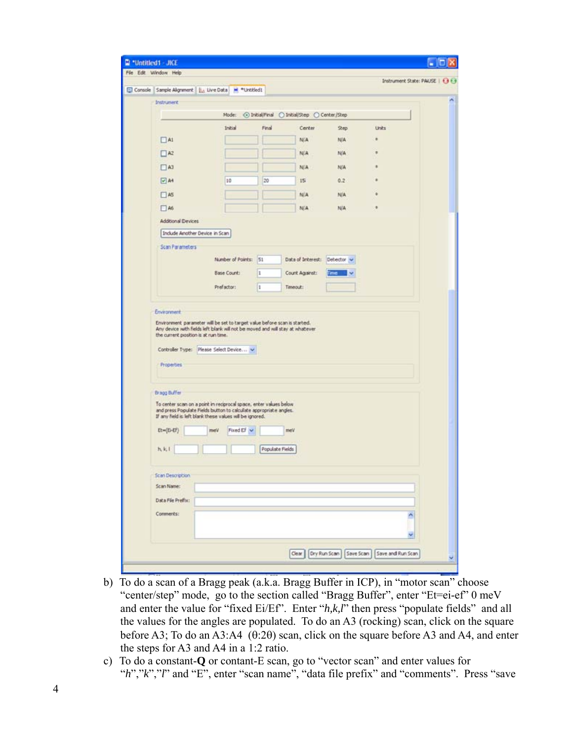b) To do a scan of a Bragg peak (a.k.a. Bragg Buffer in ICP), in "motor scan" choose "center/step" mode, go to the section called "Bragg Buffer", enter "Et=ei-ef" 0 meV and enter the value for "fixed Ei/Ef". Enter "*h,k,l*" then press "populate fields" and all the values for the angles are populated. To do an A3 (rocking) scan, click on the square before A3; To do an A3:A4 ($\theta$:2$\theta$) scan, click on the square before A3 and A4, and enter the steps for A3 and A4 in a 1:2 ratio.

c) To do a constant-**Q** or contant-E scan, go to "vector scan" and enter values for "*h*","*k*","*l*" and "E", enter "scan name", "data file prefix" and "comments". Press "save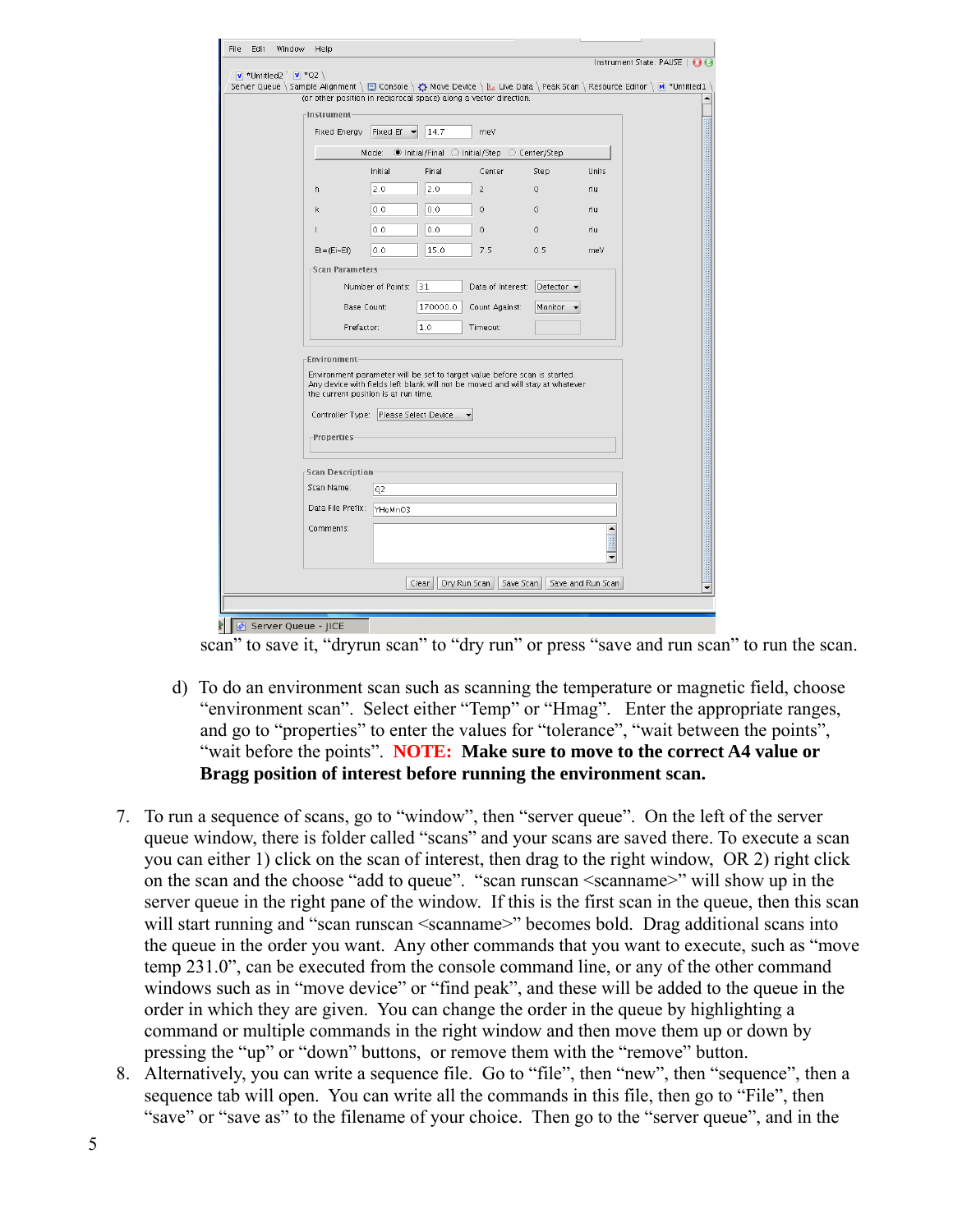scan" to save it, "dryrun scan" to "dry run" or press "save and run scan" to run the scan.

d) To do an environment scan such as scanning the temperature or magnetic field, choose "environment scan". Select either "Temp" or "Hmag". Enter the appropriate ranges, and go to "properties" to enter the values for "tolerance", "wait between the points", "wait before the points". **NOTE: Make sure to move to the correct A4 value or Bragg position of interest before running the environment scan.**

7. To run a sequence of scans, go to "window", then "server queue". On the left of the server queue window, there is folder called "scans" and your scans are saved there. To execute a scan you can either 1) click on the scan of interest, then drag to the right window, OR 2) right click on the scan and the choose "add to queue". "scan runscan <scanname>" will show up in the server queue in the right pane of the window. If this is the first scan in the queue, then this scan will start running and "scan runscan <scanname>" becomes bold. Drag additional scans into the queue in the order you want. Any other commands that you want to execute, such as "move temp 231.0", can be executed from the console command line, or any of the other command windows such as in "move device" or "find peak", and these will be added to the queue in the order in which they are given. You can change the order in the queue by highlighting a command or multiple commands in the right window and then move them up or down by pressing the "up" or "down" buttons, or remove them with the "remove" button.
8. Alternatively, you can write a sequence file. Go to "file", then "new", then "sequence", then a sequence tab will open. You can write all the commands in this file, then go to "File", then "save" or "save as" to the filename of your choice. Then go to the "server queue", and in the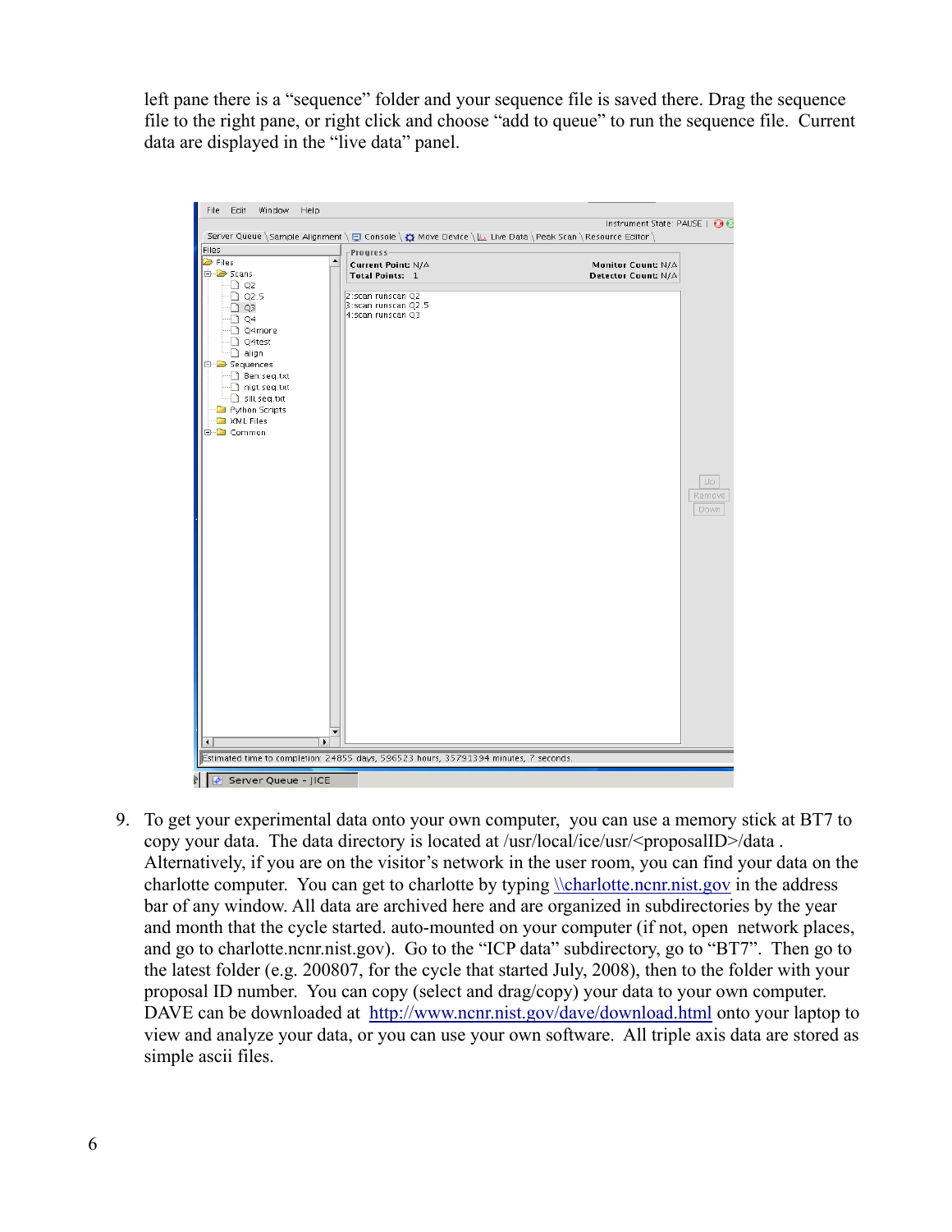left pane there is a "sequence" folder and your sequence file is saved there. Drag the sequence file to the right pane, or right click and choose "add to queue" to run the sequence file. Current data are displayed in the "live data" panel.

9. To get your experimental data onto your own computer, you can use a memory stick at BT7 to copy your data. The data directory is located at /usr/local/ice/usr/<proposalID>/data . Alternatively, if you are on the visitor's network in the user room, you can find your data on the charlotte computer. You can get to charlotte by typing \\charlotte.ncnr.nist.gov in the address bar of any window. All data are archived here and are organized in subdirectories by the year and month that the cycle started. auto-mounted on your computer (if not, open network places, and go to charlotte.ncnr.nist.gov). Go to the "ICP data" subdirectory, go to "BT7". Then go to the latest folder (e.g. 200807, for the cycle that started July, 2008), then to the folder with your proposal ID number. You can copy (select and drag/copy) your data to your own computer. DAVE can be downloaded at http://www.ncnr.nist.gov/dave/download.html onto your laptop to view and analyze your data, or you can use your own software. All triple axis data are stored as simple ascii files.